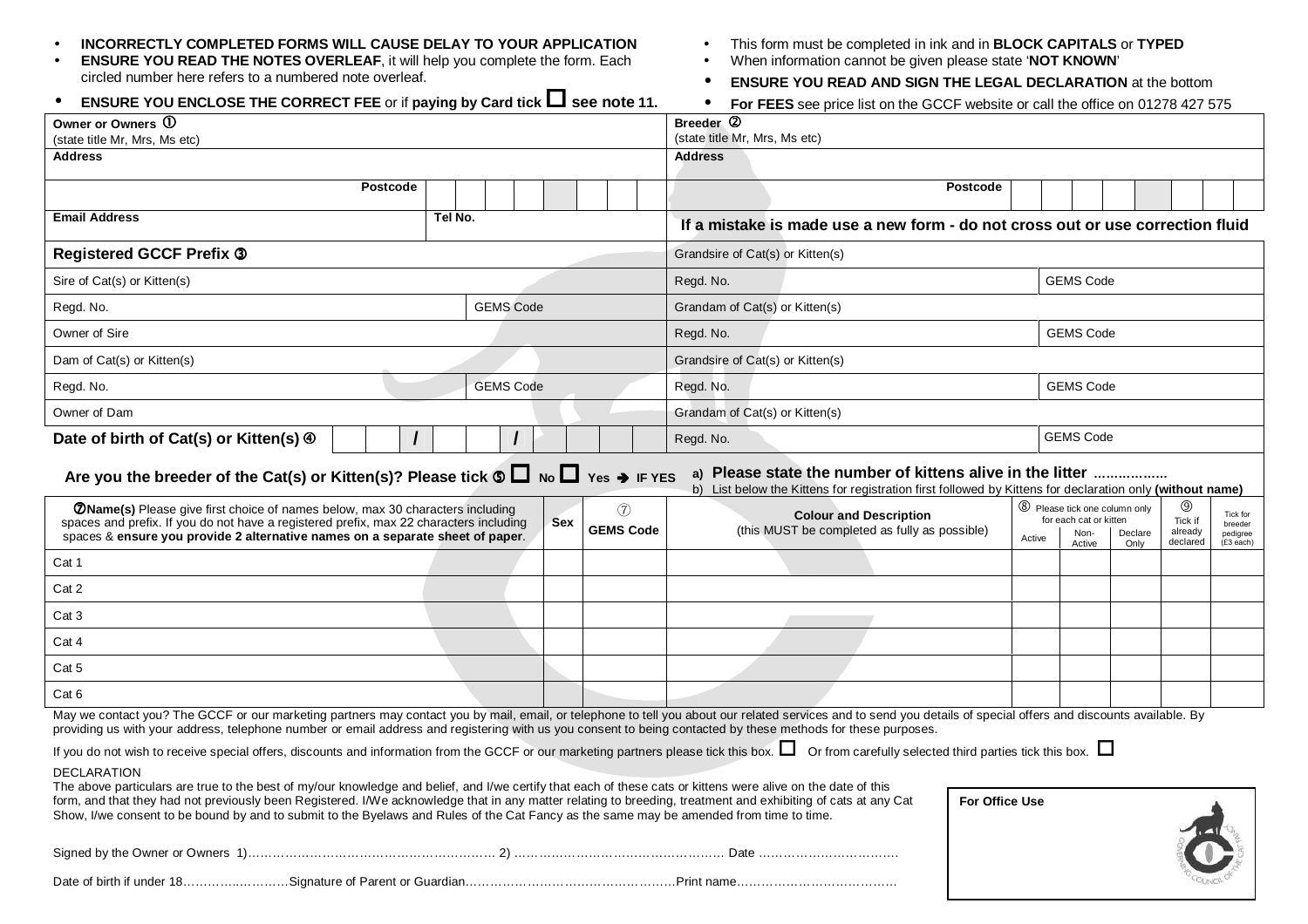- **INCORRECTLY COMPLETED FORMS WILL CAUSE DELAY TO YOUR APPLICATION**
- **ENSURE YOU READ THE NOTES OVERLEAF**, it will help you complete the form. Each circled number here refers to a numbered note overleaf.
- **ENSURE YOU ENCLOSE THE CORRECT FEE** or if **paying by Card tick ☐ see note 11.**

- This form must be completed in ink and in **BLOCK CAPITALS** or **TYPED**
- When information cannot be given please state '**NOT KNOWN**'
- **ENSURE YOU READ AND SIGN THE LEGAL DECLARATION** at the bottom
- **For FEES** see price list on the GCCF website or call the office on 01278 427 575

| **Owner or Owners** ① (state title Mr, Mrs, Ms etc) | | **Breeder** ② (state title Mr, Mrs, Ms etc) | |
|---|---|---|---|
| **Address** | | **Address** | |
| **Postcode** | | **Postcode** | |
| **Email Address** | **Tel No.** | **If a mistake is made use a new form - do not cross out or use correction fluid** | |
| **Registered GCCF Prefix** ③ | | Grandsire of Cat(s) or Kitten(s) | |
| Sire of Cat(s) or Kitten(s) | | Regd. No. | GEMS Code |
| Regd. No. | GEMS Code | Grandam of Cat(s) or Kitten(s) | |
| Owner of Sire | | Regd. No. | GEMS Code |
| Dam of Cat(s) or Kitten(s) | | Grandsire of Cat(s) or Kitten(s) | |
| Regd. No. | GEMS Code | Regd. No. | GEMS Code |
| Owner of Dam | | Grandam of Cat(s) or Kitten(s) | |
| **Date of birth of Cat(s) or Kitten(s)** ④ / / | | Regd. No. | GEMS Code |

**Are you the breeder of the Cat(s) or Kitten(s)? Please tick** ⑤ ☐ **No** ☐ **Yes → IF YES**

a) **Please state the number of kittens alive in the litter** ..................

b) List below the Kittens for registration first followed by Kittens for declaration only **(without name)**

| ⑦**Name(s)** Please give first choice of names below, max 30 characters including spaces and prefix. If you do not have a registered prefix, max 22 characters including spaces & **ensure you provide 2 alternative names on a separate sheet of paper**. | **Sex** | ⑦ **GEMS Code** | **Colour and Description** (this MUST be completed as fully as possible) | ⑧ Please tick one column only for each cat or kitten: Active | Non-Active | Declare Only | ⑨ Tick if already declared | Tick for breeder pedigree (£3 each) |
|---|---|---|---|---|---|---|---|---|
| Cat 1 | | | | | | | | |
| Cat 2 | | | | | | | | |
| Cat 3 | | | | | | | | |
| Cat 4 | | | | | | | | |
| Cat 5 | | | | | | | | |
| Cat 6 | | | | | | | | |

May we contact you? The GCCF or our marketing partners may contact you by mail, email, or telephone to tell you about our related services and to send you details of special offers and discounts available. By providing us with your address, telephone number or email address and registering with us you consent to being contacted by these methods for these purposes.

If you do not wish to receive special offers, discounts and information from the GCCF or our marketing partners please tick this box. ☐ Or from carefully selected third parties tick this box. ☐

DECLARATION

The above particulars are true to the best of my/our knowledge and belief, and I/we certify that each of these cats or kittens were alive on the date of this form, and that they had not previously been Registered. I/We acknowledge that in any matter relating to breeding, treatment and exhibiting of cats at any Cat Show, I/we consent to be bound by and to submit to the Byelaws and Rules of the Cat Fancy as the same may be amended from time to time.

Signed by the Owner or Owners 1)…………………………………………………… 2) …………………………………………… Date ……………………………

Date of birth if under 18………….…………Signature of Parent or Guardian……………………………………………Print name…………………………………

**For Office Use**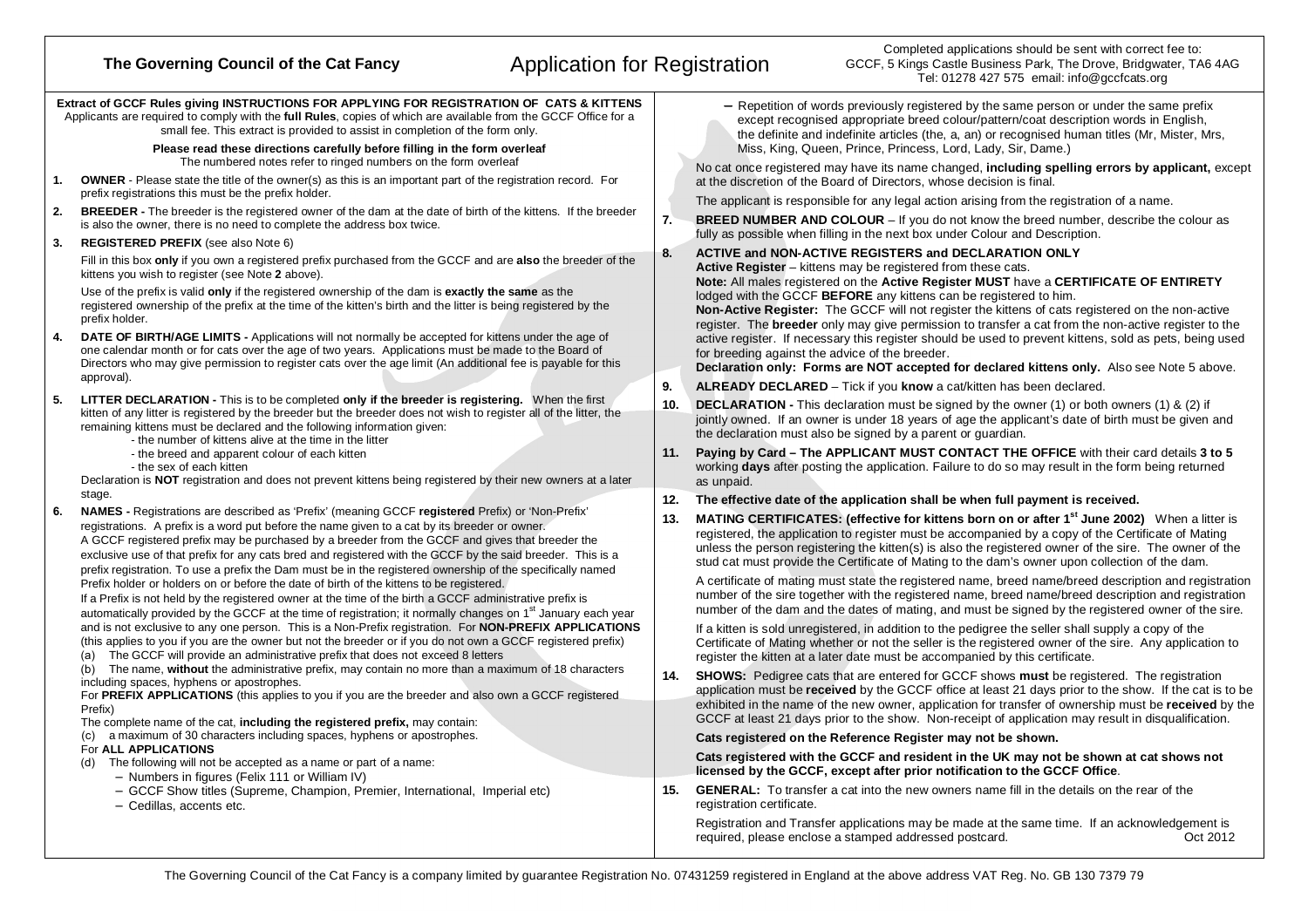# The Governing Council of the Cat Fancy

## Application for Registration

Completed applications should be sent with correct fee to:
GCCF, 5 Kings Castle Business Park, The Drove, Bridgwater, TA6 4AG
Tel: 01278 427 575 email: info@gccfcats.org

**Extract of GCCF Rules giving INSTRUCTIONS FOR APPLYING FOR REGISTRATION OF CATS & KITTENS**
Applicants are required to comply with the **full Rules**, copies of which are available from the GCCF Office for a small fee. This extract is provided to assist in completion of the form only.

**Please read these directions carefully before filling in the form overleaf**
The numbered notes refer to ringed numbers on the form overleaf

1. **OWNER** - Please state the title of the owner(s) as this is an important part of the registration record. For prefix registrations this must be the prefix holder.

2. **BREEDER -** The breeder is the registered owner of the dam at the date of birth of the kittens. If the breeder is also the owner, there is no need to complete the address box twice.

3. **REGISTERED PREFIX** (see also Note 6)

   Fill in this box **only** if you own a registered prefix purchased from the GCCF and are **also** the breeder of the kittens you wish to register (see Note **2** above).

   Use of the prefix is valid **only** if the registered ownership of the dam is **exactly the same** as the registered ownership of the prefix at the time of the kitten's birth and the litter is being registered by the prefix holder.

4. **DATE OF BIRTH/AGE LIMITS -** Applications will not normally be accepted for kittens under the age of one calendar month or for cats over the age of two years. Applications must be made to the Board of Directors who may give permission to register cats over the age limit (An additional fee is payable for this approval).

5. **LITTER DECLARATION -** This is to be completed **only if the breeder is registering.** When the first kitten of any litter is registered by the breeder but the breeder does not wish to register all of the litter, the remaining kittens must be declared and the following information given:
   - the number of kittens alive at the time in the litter
   - the breed and apparent colour of each kitten
   - the sex of each kitten

   Declaration is **NOT** registration and does not prevent kittens being registered by their new owners at a later stage.

6. **NAMES -** Registrations are described as 'Prefix' (meaning GCCF **registered** Prefix) or 'Non-Prefix' registrations. A prefix is a word put before the name given to a cat by its breeder or owner.
   A GCCF registered prefix may be purchased by a breeder from the GCCF and gives that breeder the exclusive use of that prefix for any cats bred and registered with the GCCF by the said breeder. This is a prefix registration. To use a prefix the Dam must be in the registered ownership of the specifically named Prefix holder or holders on or before the date of birth of the kittens to be registered.
   If a Prefix is not held by the registered owner at the time of the birth a GCCF administrative prefix is automatically provided by the GCCF at the time of registration; it normally changes on 1st January each year and is not exclusive to any one person. This is a Non-Prefix registration. For **NON-PREFIX APPLICATIONS** (this applies to you if you are the owner but not the breeder or if you do not own a GCCF registered prefix)
   (a) The GCCF will provide an administrative prefix that does not exceed 8 letters
   (b) The name, **without** the administrative prefix, may contain no more than a maximum of 18 characters including spaces, hyphens or apostrophes.
   For **PREFIX APPLICATIONS** (this applies to you if you are the breeder and also own a GCCF registered Prefix)
   The complete name of the cat, **including the registered prefix,** may contain:
   (c) a maximum of 30 characters including spaces, hyphens or apostrophes.
   For **ALL APPLICATIONS**
   (d) The following will not be accepted as a name or part of a name:
   - Numbers in figures (Felix 111 or William IV)
   - GCCF Show titles (Supreme, Champion, Premier, International, Imperial etc)
   - Cedillas, accents etc.
   - Repetition of words previously registered by the same person or under the same prefix except recognised appropriate breed colour/pattern/coat description words in English, the definite and indefinite articles (the, a, an) or recognised human titles (Mr, Mister, Mrs, Miss, King, Queen, Prince, Princess, Lord, Lady, Sir, Dame.)

   No cat once registered may have its name changed, **including spelling errors by applicant,** except at the discretion of the Board of Directors, whose decision is final.

   The applicant is responsible for any legal action arising from the registration of a name.

7. **BREED NUMBER AND COLOUR** – If you do not know the breed number, describe the colour as fully as possible when filling in the next box under Colour and Description.

8. **ACTIVE and NON-ACTIVE REGISTERS and DECLARATION ONLY**
   **Active Register** – kittens may be registered from these cats.
   **Note:** All males registered on the **Active Register MUST** have a **CERTIFICATE OF ENTIRETY** lodged with the GCCF **BEFORE** any kittens can be registered to him.
   **Non-Active Register:** The GCCF will not register the kittens of cats registered on the non-active register. The **breeder** only may give permission to transfer a cat from the non-active register to the active register. If necessary this register should be used to prevent kittens, sold as pets, being used for breeding against the advice of the breeder.
   **Declaration only: Forms are NOT accepted for declared kittens only.** Also see Note 5 above.

9. **ALREADY DECLARED** – Tick if you **know** a cat/kitten has been declared.

10. **DECLARATION -** This declaration must be signed by the owner (1) or both owners (1) & (2) if jointly owned. If an owner is under 18 years of age the applicant's date of birth must be given and the declaration must also be signed by a parent or guardian.

11. **Paying by Card – The APPLICANT MUST CONTACT THE OFFICE** with their card details **3 to 5** working **days** after posting the application. Failure to do so may result in the form being returned as unpaid.

12. **The effective date of the application shall be when full payment is received.**

13. **MATING CERTIFICATES: (effective for kittens born on or after 1st June 2002)** When a litter is registered, the application to register must be accompanied by a copy of the Certificate of Mating unless the person registering the kitten(s) is also the registered owner of the sire. The owner of the stud cat must provide the Certificate of Mating to the dam's owner upon collection of the dam.

    A certificate of mating must state the registered name, breed name/breed description and registration number of the sire together with the registered name, breed name/breed description and registration number of the dam and the dates of mating, and must be signed by the registered owner of the sire.

    If a kitten is sold unregistered, in addition to the pedigree the seller shall supply a copy of the Certificate of Mating whether or not the seller is the registered owner of the sire. Any application to register the kitten at a later date must be accompanied by this certificate.

14. **SHOWS:** Pedigree cats that are entered for GCCF shows **must** be registered. The registration application must be **received** by the GCCF office at least 21 days prior to the show. If the cat is to be exhibited in the name of the new owner, application for transfer of ownership must be **received** by the GCCF at least 21 days prior to the show. Non-receipt of application may result in disqualification.

    **Cats registered on the Reference Register may not be shown.**

    **Cats registered with the GCCF and resident in the UK may not be shown at cat shows not licensed by the GCCF, except after prior notification to the GCCF Office**.

15. **GENERAL:** To transfer a cat into the new owners name fill in the details on the rear of the registration certificate.

    Registration and Transfer applications may be made at the same time. If an acknowledgement is required, please enclose a stamped addressed postcard.

Oct 2012

The Governing Council of the Cat Fancy is a company limited by guarantee Registration No. 07431259 registered in England at the above address VAT Reg. No. GB 130 7379 79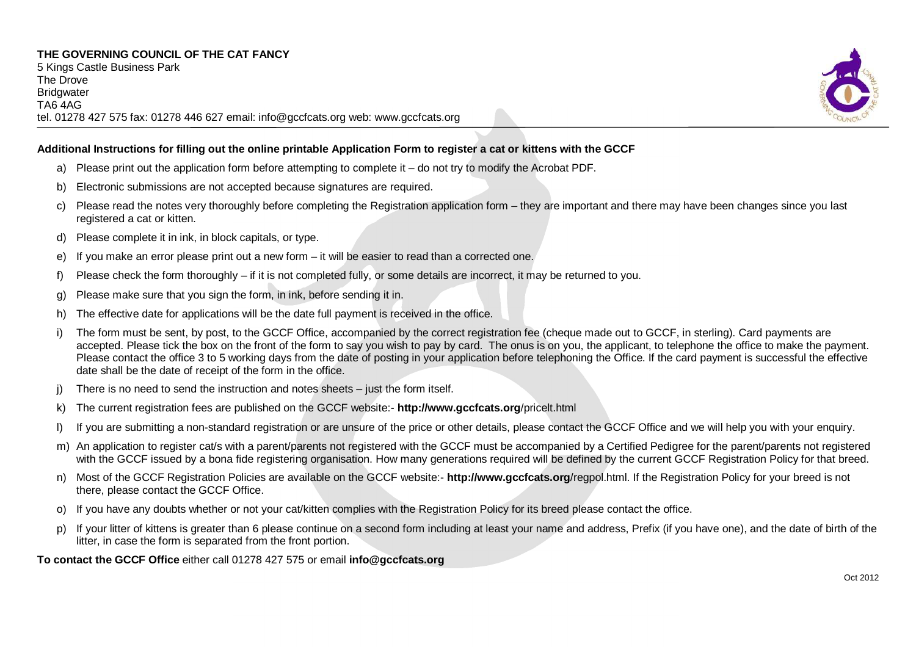**THE GOVERNING COUNCIL OF THE CAT FANCY**
5 Kings Castle Business Park
The Drove
Bridgwater
TA6 4AG
tel. 01278 427 575 fax: 01278 446 627 email: info@gccfcats.org web: www.gccfcats.org

**Additional Instructions for filling out the online printable Application Form to register a cat or kittens with the GCCF**

a) Please print out the application form before attempting to complete it – do not try to modify the Acrobat PDF.

b) Electronic submissions are not accepted because signatures are required.

c) Please read the notes very thoroughly before completing the Registration application form – they are important and there may have been changes since you last registered a cat or kitten.

d) Please complete it in ink, in block capitals, or type.

e) If you make an error please print out a new form – it will be easier to read than a corrected one.

f) Please check the form thoroughly – if it is not completed fully, or some details are incorrect, it may be returned to you.

g) Please make sure that you sign the form, in ink, before sending it in.

h) The effective date for applications will be the date full payment is received in the office.

i) The form must be sent, by post, to the GCCF Office, accompanied by the correct registration fee (cheque made out to GCCF, in sterling). Card payments are accepted. Please tick the box on the front of the form to say you wish to pay by card. The onus is on you, the applicant, to telephone the office to make the payment. Please contact the office 3 to 5 working days from the date of posting in your application before telephoning the Office. If the card payment is successful the effective date shall be the date of receipt of the form in the office.

j) There is no need to send the instruction and notes sheets – just the form itself.

k) The current registration fees are published on the GCCF website:- **http://www.gccfcats.org**/pricelt.html

l) If you are submitting a non-standard registration or are unsure of the price or other details, please contact the GCCF Office and we will help you with your enquiry.

m) An application to register cat/s with a parent/parents not registered with the GCCF must be accompanied by a Certified Pedigree for the parent/parents not registered with the GCCF issued by a bona fide registering organisation. How many generations required will be defined by the current GCCF Registration Policy for that breed.

n) Most of the GCCF Registration Policies are available on the GCCF website:- **http://www.gccfcats.org**/regpol.html. If the Registration Policy for your breed is not there, please contact the GCCF Office.

o) If you have any doubts whether or not your cat/kitten complies with the Registration Policy for its breed please contact the office.

p) If your litter of kittens is greater than 6 please continue on a second form including at least your name and address, Prefix (if you have one), and the date of birth of the litter, in case the form is separated from the front portion.

**To contact the GCCF Office** either call 01278 427 575 or email **info@gccfcats.org**

Oct 2012